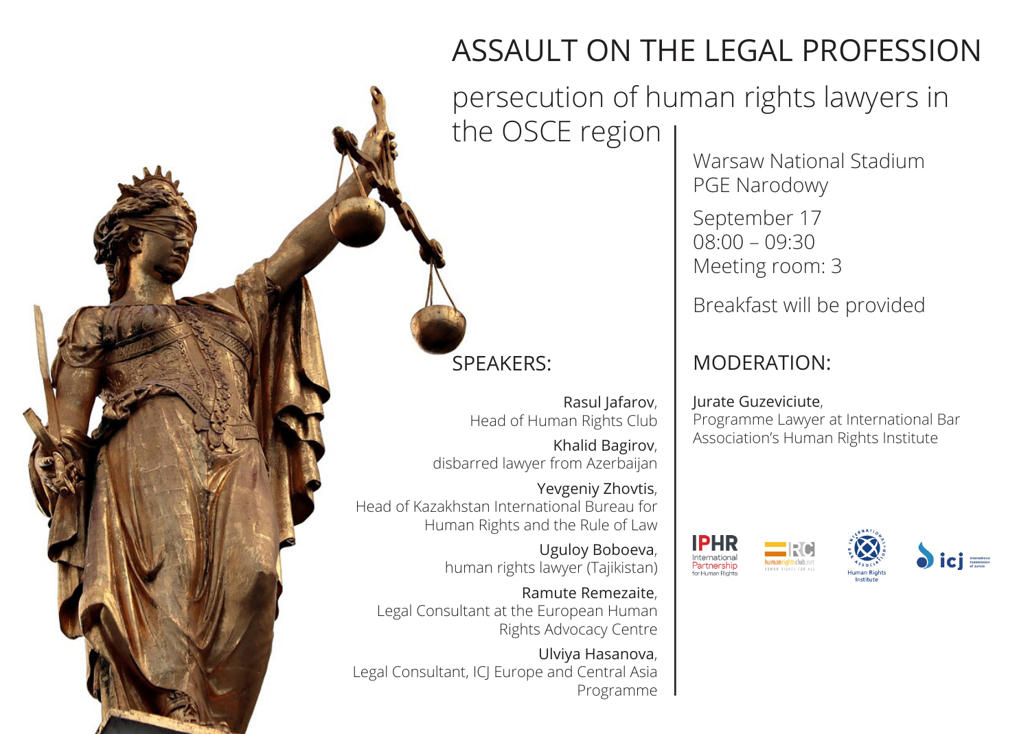# ASSAULT ON THE LEGAL PROFESSION

## persecution of human rights lawyers in the OSCE region

Warsaw National Stadium
PGE Narodowy

September 17
08:00 – 09:30
Meeting room: 3

Breakfast will be provided

### SPEAKERS:

Rasul Jafarov,
Head of Human Rights Club

Khalid Bagirov,
disbarred lawyer from Azerbaijan

Yevgeniy Zhovtis,
Head of Kazakhstan International Bureau for Human Rights and the Rule of Law

Uguloy Boboeva,
human rights lawyer (Tajikistan)

Ramute Remezaite,
Legal Consultant at the European Human Rights Advocacy Centre

Ulviya Hasanova,
Legal Consultant, ICJ Europe and Central Asia Programme

### MODERATION:

Jurate Guzeviciute,
Programme Lawyer at International Bar Association's Human Rights Institute

IPHR International Partnership for Human Rights

humanrightsclub.net

International Bar Association Human Rights Institute

icj International Commission of Jurists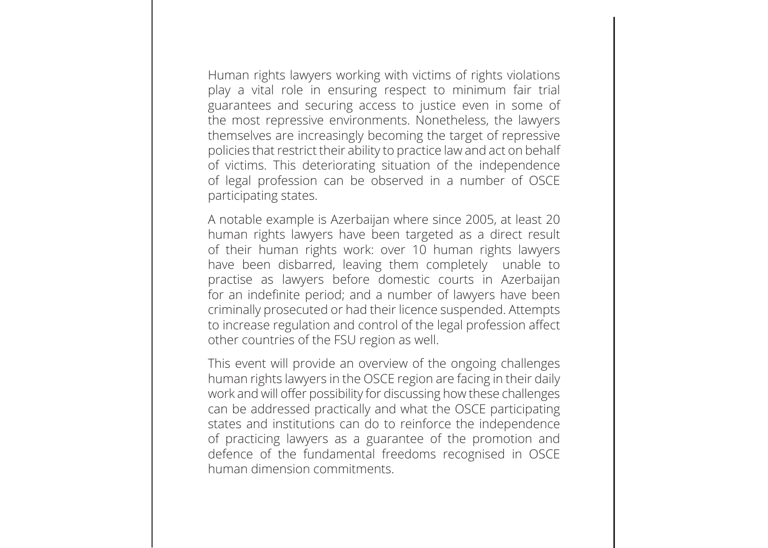Human rights lawyers working with victims of rights violations play a vital role in ensuring respect to minimum fair trial guarantees and securing access to justice even in some of the most repressive environments. Nonetheless, the lawyers themselves are increasingly becoming the target of repressive policies that restrict their ability to practice law and act on behalf of victims. This deteriorating situation of the independence of legal profession can be observed in a number of OSCE participating states.

A notable example is Azerbaijan where since 2005, at least 20 human rights lawyers have been targeted as a direct result of their human rights work: over 10 human rights lawyers have been disbarred, leaving them completely unable to practise as lawyers before domestic courts in Azerbaijan for an indefinite period; and a number of lawyers have been criminally prosecuted or had their licence suspended. Attempts to increase regulation and control of the legal profession affect other countries of the FSU region as well.

This event will provide an overview of the ongoing challenges human rights lawyers in the OSCE region are facing in their daily work and will offer possibility for discussing how these challenges can be addressed practically and what the OSCE participating states and institutions can do to reinforce the independence of practicing lawyers as a guarantee of the promotion and defence of the fundamental freedoms recognised in OSCE human dimension commitments.